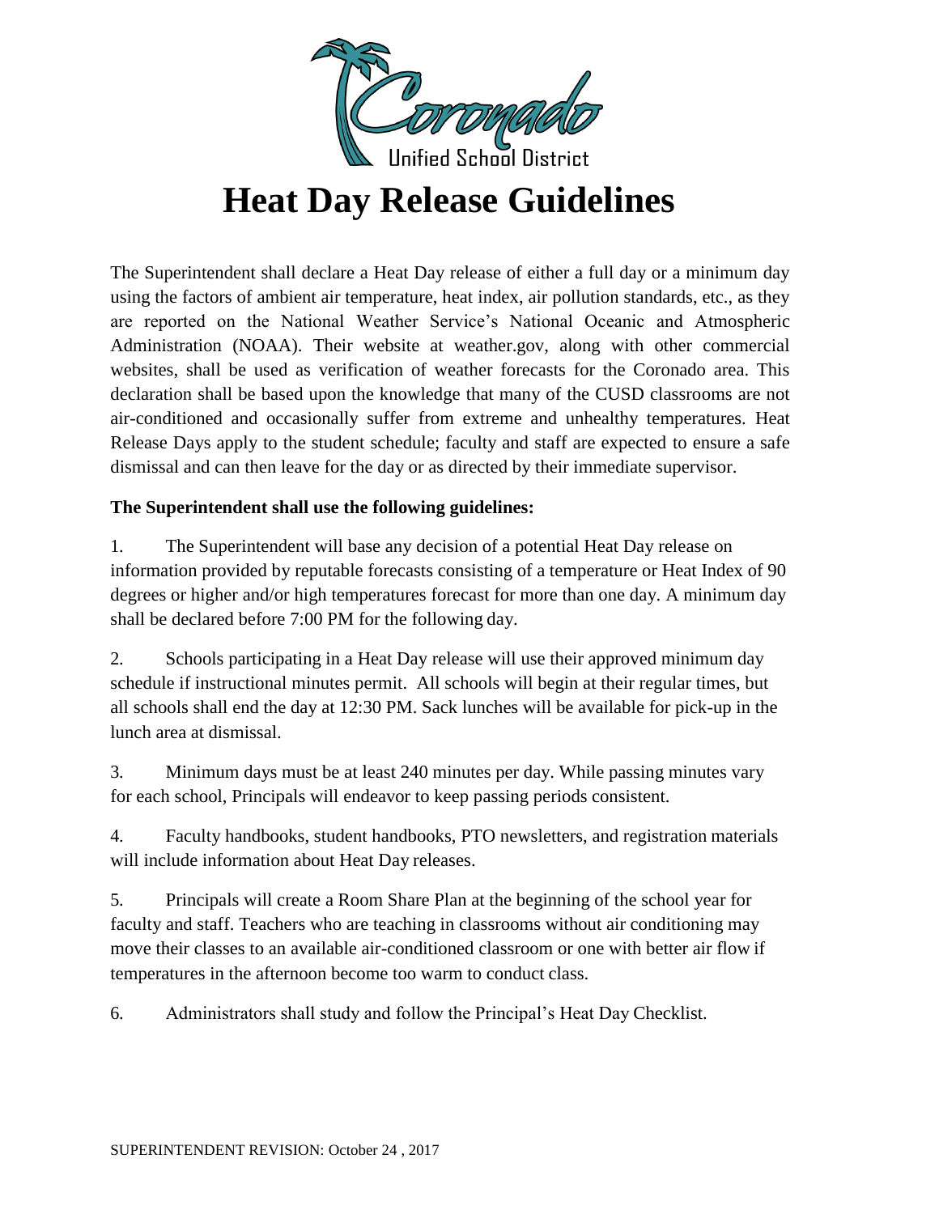Coronado Unified School District

# Heat Day Release Guidelines

The Superintendent shall declare a Heat Day release of either a full day or a minimum day using the factors of ambient air temperature, heat index, air pollution standards, etc., as they are reported on the National Weather Service's National Oceanic and Atmospheric Administration (NOAA). Their website at weather.gov, along with other commercial websites, shall be used as verification of weather forecasts for the Coronado area. This declaration shall be based upon the knowledge that many of the CUSD classrooms are not air-conditioned and occasionally suffer from extreme and unhealthy temperatures. Heat Release Days apply to the student schedule; faculty and staff are expected to ensure a safe dismissal and can then leave for the day or as directed by their immediate supervisor.

**The Superintendent shall use the following guidelines:**

1. The Superintendent will base any decision of a potential Heat Day release on information provided by reputable forecasts consisting of a temperature or Heat Index of 90 degrees or higher and/or high temperatures forecast for more than one day. A minimum day shall be declared before 7:00 PM for the following day.

2. Schools participating in a Heat Day release will use their approved minimum day schedule if instructional minutes permit. All schools will begin at their regular times, but all schools shall end the day at 12:30 PM. Sack lunches will be available for pick-up in the lunch area at dismissal.

3. Minimum days must be at least 240 minutes per day. While passing minutes vary for each school, Principals will endeavor to keep passing periods consistent.

4. Faculty handbooks, student handbooks, PTO newsletters, and registration materials will include information about Heat Day releases.

5. Principals will create a Room Share Plan at the beginning of the school year for faculty and staff. Teachers who are teaching in classrooms without air conditioning may move their classes to an available air-conditioned classroom or one with better air flow if temperatures in the afternoon become too warm to conduct class.

6. Administrators shall study and follow the Principal's Heat Day Checklist.

SUPERINTENDENT REVISION: October 24 , 2017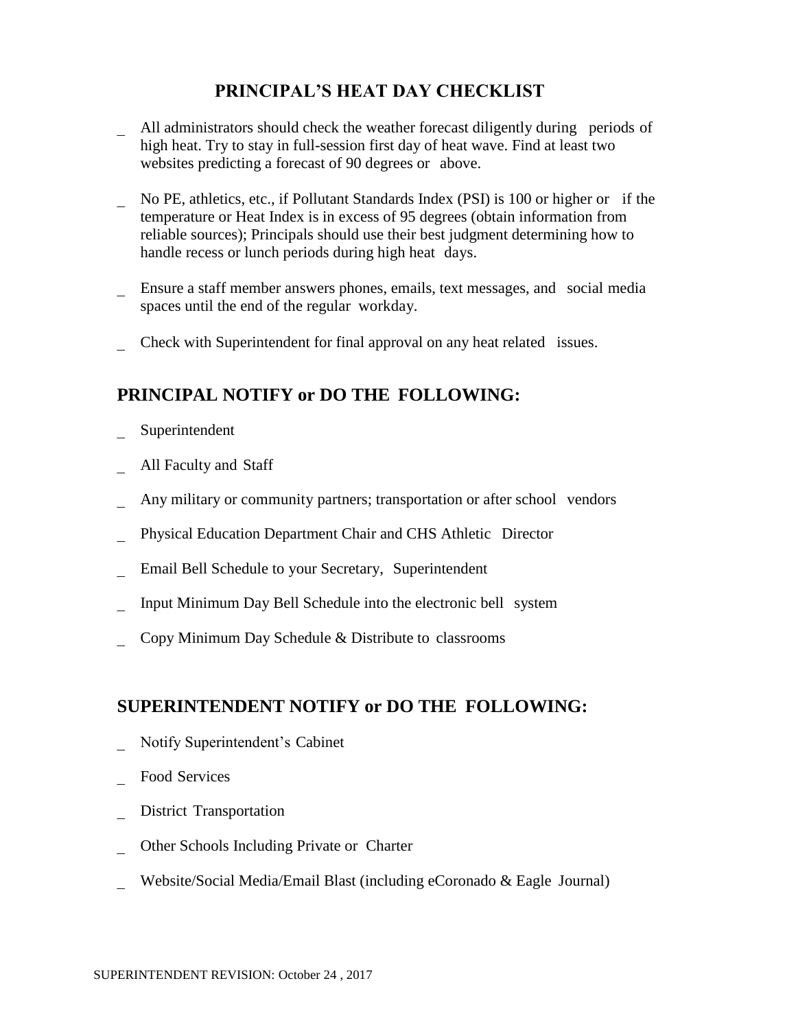# PRINCIPAL'S HEAT DAY CHECKLIST

- _ All administrators should check the weather forecast diligently during periods of high heat. Try to stay in full-session first day of heat wave. Find at least two websites predicting a forecast of 90 degrees or above.
- _ No PE, athletics, etc., if Pollutant Standards Index (PSI) is 100 or higher or if the temperature or Heat Index is in excess of 95 degrees (obtain information from reliable sources); Principals should use their best judgment determining how to handle recess or lunch periods during high heat days.
- _ Ensure a staff member answers phones, emails, text messages, and social media spaces until the end of the regular workday.
- _ Check with Superintendent for final approval on any heat related issues.

## PRINCIPAL NOTIFY or DO THE FOLLOWING:

- _ Superintendent
- _ All Faculty and Staff
- _ Any military or community partners; transportation or after school vendors
- _ Physical Education Department Chair and CHS Athletic Director
- _ Email Bell Schedule to your Secretary, Superintendent
- _ Input Minimum Day Bell Schedule into the electronic bell system
- _ Copy Minimum Day Schedule & Distribute to classrooms

## SUPERINTENDENT NOTIFY or DO THE FOLLOWING:

- _ Notify Superintendent's Cabinet
- _ Food Services
- _ District Transportation
- _ Other Schools Including Private or Charter
- _ Website/Social Media/Email Blast (including eCoronado & Eagle Journal)

SUPERINTENDENT REVISION: October 24 , 2017